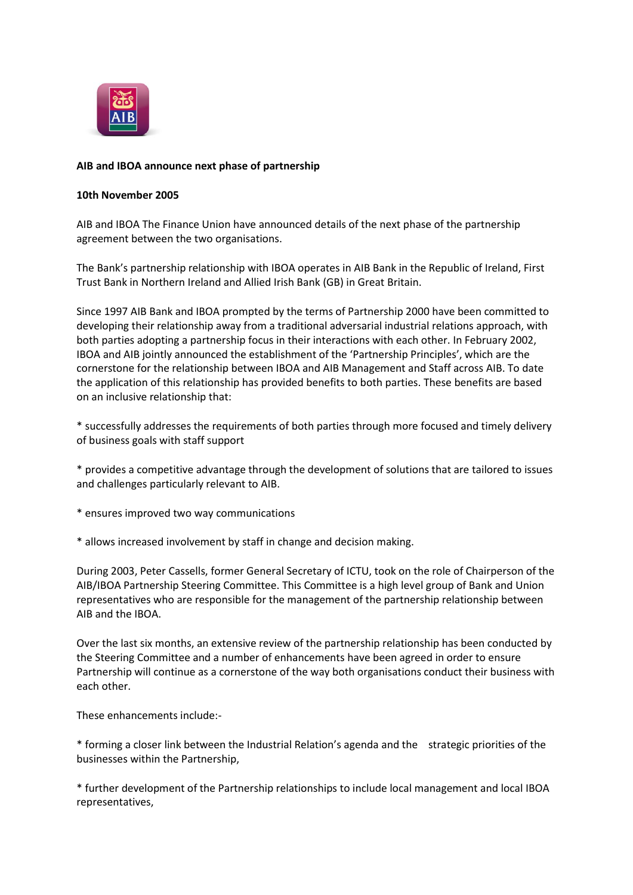**AIB and IBOA announce next phase of partnership**

**10th November 2005**

AIB and IBOA The Finance Union have announced details of the next phase of the partnership agreement between the two organisations.

The Bank's partnership relationship with IBOA operates in AIB Bank in the Republic of Ireland, First Trust Bank in Northern Ireland and Allied Irish Bank (GB) in Great Britain.

Since 1997 AIB Bank and IBOA prompted by the terms of Partnership 2000 have been committed to developing their relationship away from a traditional adversarial industrial relations approach, with both parties adopting a partnership focus in their interactions with each other. In February 2002, IBOA and AIB jointly announced the establishment of the 'Partnership Principles', which are the cornerstone for the relationship between IBOA and AIB Management and Staff across AIB. To date the application of this relationship has provided benefits to both parties. These benefits are based on an inclusive relationship that:

* successfully addresses the requirements of both parties through more focused and timely delivery of business goals with staff support

* provides a competitive advantage through the development of solutions that are tailored to issues and challenges particularly relevant to AIB.

* ensures improved two way communications

* allows increased involvement by staff in change and decision making.

During 2003, Peter Cassells, former General Secretary of ICTU, took on the role of Chairperson of the AIB/IBOA Partnership Steering Committee. This Committee is a high level group of Bank and Union representatives who are responsible for the management of the partnership relationship between AIB and the IBOA.

Over the last six months, an extensive review of the partnership relationship has been conducted by the Steering Committee and a number of enhancements have been agreed in order to ensure Partnership will continue as a cornerstone of the way both organisations conduct their business with each other.

These enhancements include:-

* forming a closer link between the Industrial Relation's agenda and the strategic priorities of the businesses within the Partnership,

* further development of the Partnership relationships to include local management and local IBOA representatives,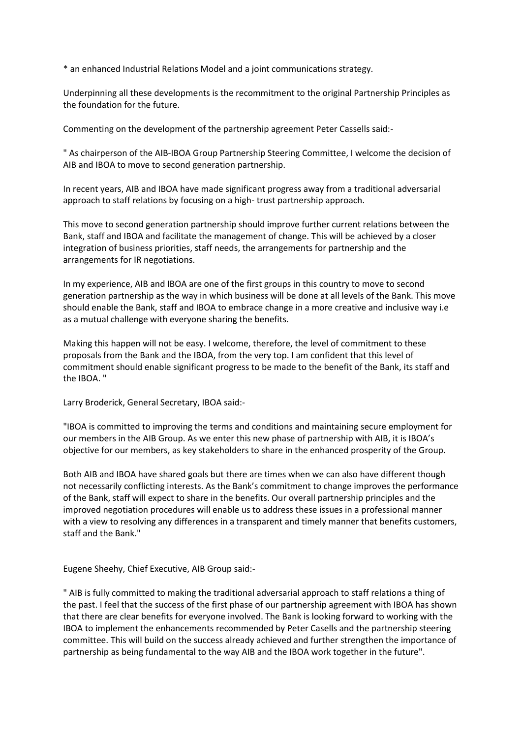* an enhanced Industrial Relations Model and a joint communications strategy.

Underpinning all these developments is the recommitment to the original Partnership Principles as the foundation for the future.

Commenting on the development of the partnership agreement Peter Cassells said:-

" As chairperson of the AIB-IBOA Group Partnership Steering Committee, I welcome the decision of AIB and IBOA to move to second generation partnership.

In recent years, AIB and IBOA have made significant progress away from a traditional adversarial approach to staff relations by focusing on a high- trust partnership approach.

This move to second generation partnership should improve further current relations between the Bank, staff and IBOA and facilitate the management of change. This will be achieved by a closer integration of business priorities, staff needs, the arrangements for partnership and the arrangements for IR negotiations.

In my experience, AIB and IBOA are one of the first groups in this country to move to second generation partnership as the way in which business will be done at all levels of the Bank. This move should enable the Bank, staff and IBOA to embrace change in a more creative and inclusive way i.e as a mutual challenge with everyone sharing the benefits.

Making this happen will not be easy. I welcome, therefore, the level of commitment to these proposals from the Bank and the IBOA, from the very top. I am confident that this level of commitment should enable significant progress to be made to the benefit of the Bank, its staff and the IBOA. "

Larry Broderick, General Secretary, IBOA said:-

"IBOA is committed to improving the terms and conditions and maintaining secure employment for our members in the AIB Group. As we enter this new phase of partnership with AIB, it is IBOA's objective for our members, as key stakeholders to share in the enhanced prosperity of the Group.

Both AIB and IBOA have shared goals but there are times when we can also have different though not necessarily conflicting interests. As the Bank's commitment to change improves the performance of the Bank, staff will expect to share in the benefits. Our overall partnership principles and the improved negotiation procedures will enable us to address these issues in a professional manner with a view to resolving any differences in a transparent and timely manner that benefits customers, staff and the Bank."

Eugene Sheehy, Chief Executive, AIB Group said:-

" AIB is fully committed to making the traditional adversarial approach to staff relations a thing of the past. I feel that the success of the first phase of our partnership agreement with IBOA has shown that there are clear benefits for everyone involved. The Bank is looking forward to working with the IBOA to implement the enhancements recommended by Peter Casells and the partnership steering committee. This will build on the success already achieved and further strengthen the importance of partnership as being fundamental to the way AIB and the IBOA work together in the future".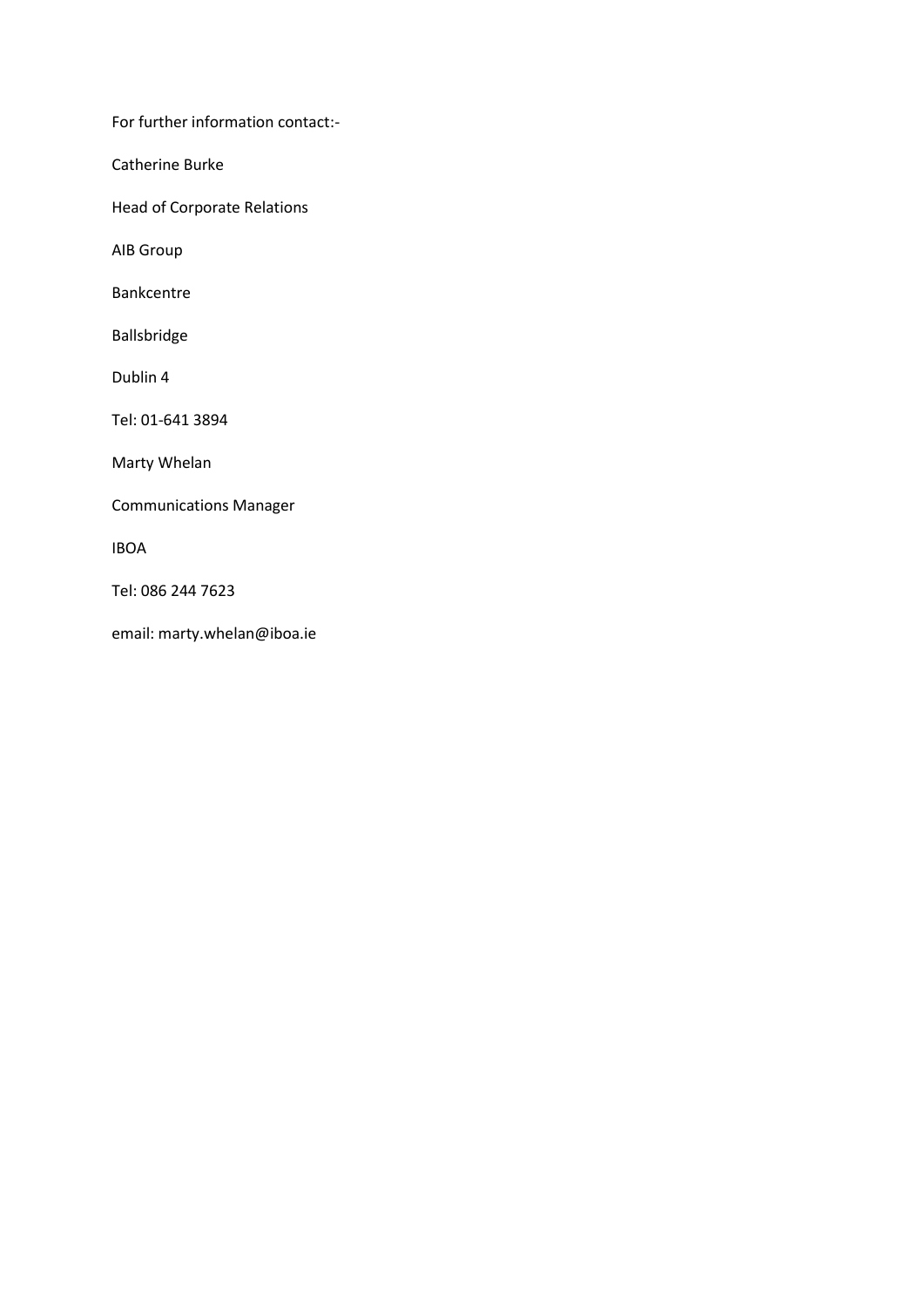For further information contact:-

Catherine Burke

Head of Corporate Relations

AIB Group

Bankcentre

Ballsbridge

Dublin 4

Tel: 01-641 3894

Marty Whelan

Communications Manager

IBOA

Tel: 086 244 7623

email: marty.whelan@iboa.ie